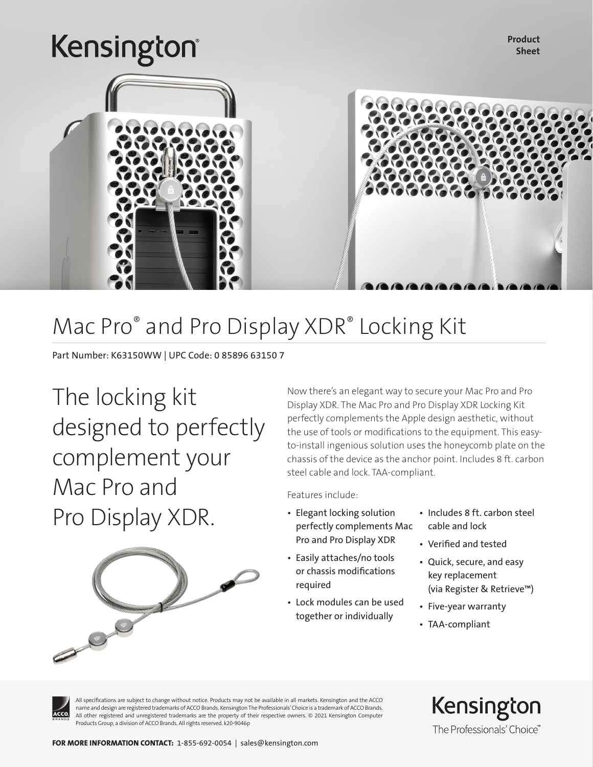Kensington

**Product Sheet**

# Mac Pro® and Pro Display XDR® Locking Kit

Part Number: K63150WW | UPC Code: 0 85896 63150 7

## The locking kit designed to perfectly complement your Mac Pro and Pro Display XDR.

Now there's an elegant way to secure your Mac Pro and Pro Display XDR. The Mac Pro and Pro Display XDR Locking Kit perfectly complements the Apple design aesthetic, without the use of tools or modifications to the equipment. This easy-to-install ingenious solution uses the honeycomb plate on the chassis of the device as the anchor point. Includes 8 ft. carbon steel cable and lock. TAA-compliant.

Features include:

- Elegant locking solution perfectly complements Mac Pro and Pro Display XDR
- Easily attaches/no tools or chassis modifications required
- Lock modules can be used together or individually
- Includes 8 ft. carbon steel cable and lock
- Verified and tested
- Quick, secure, and easy key replacement (via Register & Retrieve™)
- Five-year warranty
- TAA-compliant

All specifications are subject to change without notice. Products may not be available in all markets. Kensington and the ACCO name and design are registered trademarks of ACCO Brands. Kensington The Professionals' Choice is a trademark of ACCO Brands. All other registered and unregistered trademarks are the property of their respective owners. © 2021 Kensington Computer Products Group, a division of ACCO Brands. All rights reserved. k20-9046p

Kensington
The Professionals' Choice™

**FOR MORE INFORMATION CONTACT:** 1-855-692-0054 | sales@kensington.com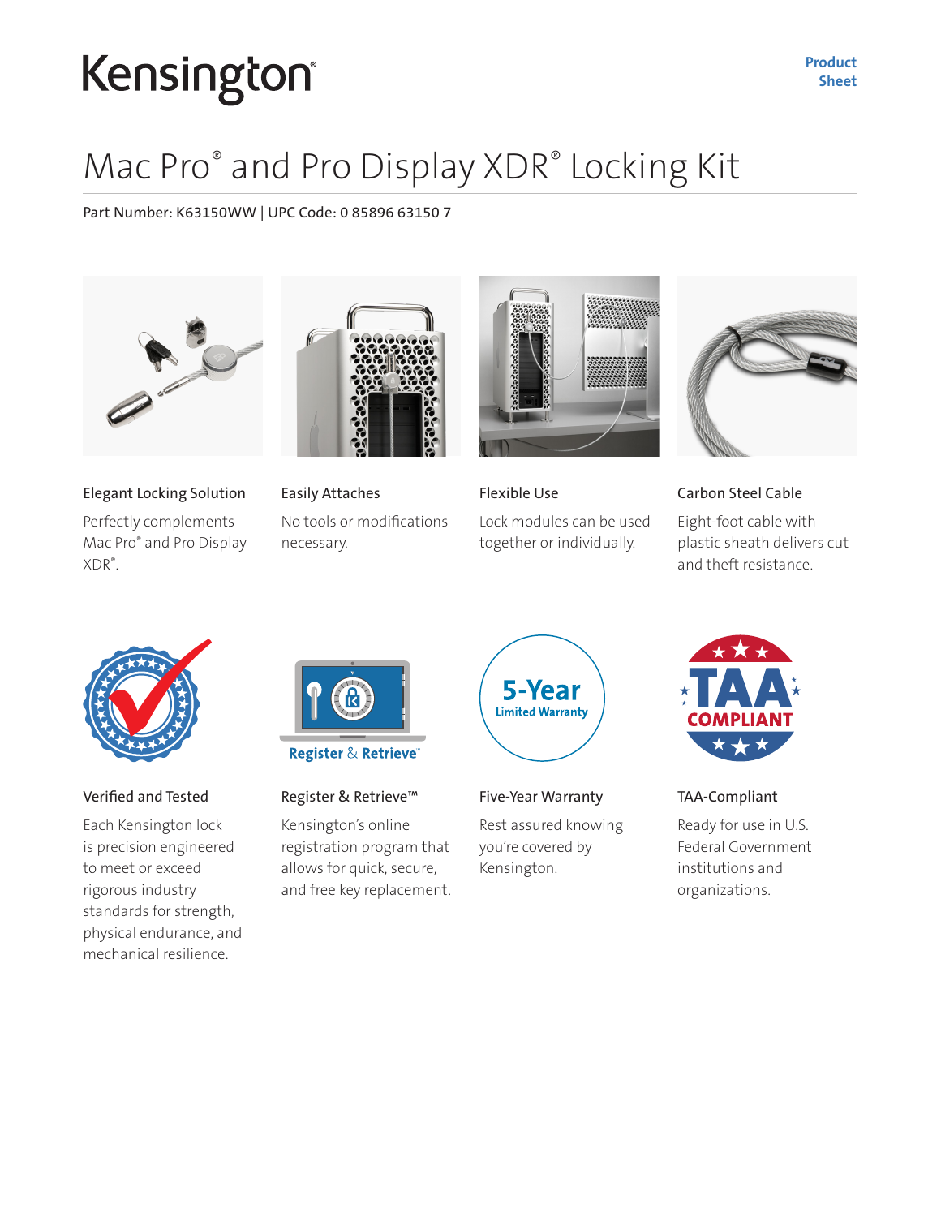Kensington®

Product Sheet

# Mac Pro® and Pro Display XDR® Locking Kit

Part Number: K63150WW | UPC Code: 0 85896 63150 7

### Elegant Locking Solution

Perfectly complements Mac Pro® and Pro Display XDR®.

### Easily Attaches

No tools or modifications necessary.

### Flexible Use

Lock modules can be used together or individually.

### Carbon Steel Cable

Eight-foot cable with plastic sheath delivers cut and theft resistance.

### Verified and Tested

Each Kensington lock is precision engineered to meet or exceed rigorous industry standards for strength, physical endurance, and mechanical resilience.

### Register & Retrieve™

Kensington's online registration program that allows for quick, secure, and free key replacement.

### Five-Year Warranty

Rest assured knowing you're covered by Kensington.

### TAA-Compliant

Ready for use in U.S. Federal Government institutions and organizations.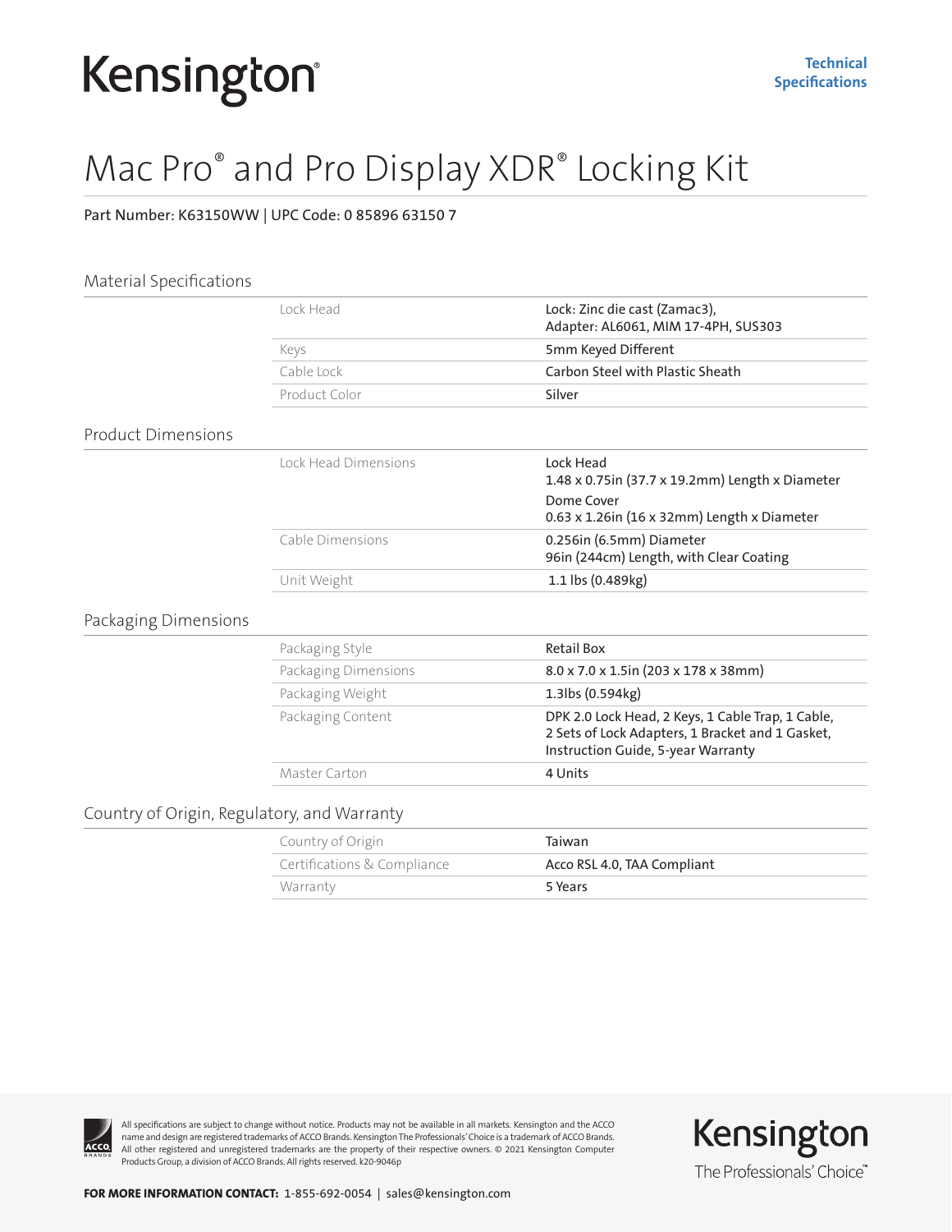# Mac Pro® and Pro Display XDR® Locking Kit

Part Number: K63150WW | UPC Code: 0 85896 63150 7

## Material Specifications

| | |
|---|---|
| Lock Head | Lock: Zinc die cast (Zamac3), Adapter: AL6061, MIM 17-4PH, SUS303 |
| Keys | 5mm Keyed Different |
| Cable Lock | Carbon Steel with Plastic Sheath |
| Product Color | Silver |

## Product Dimensions

| | |
|---|---|
| Lock Head Dimensions | Lock Head<br>1.48 x 0.75in (37.7 x 19.2mm) Length x Diameter<br>Dome Cover<br>0.63 x 1.26in (16 x 32mm) Length x Diameter |
| Cable Dimensions | 0.256in (6.5mm) Diameter<br>96in (244cm) Length, with Clear Coating |
| Unit Weight | 1.1 lbs (0.489kg) |

## Packaging Dimensions

| | |
|---|---|
| Packaging Style | Retail Box |
| Packaging Dimensions | 8.0 x 7.0 x 1.5in (203 x 178 x 38mm) |
| Packaging Weight | 1.3lbs (0.594kg) |
| Packaging Content | DPK 2.0 Lock Head, 2 Keys, 1 Cable Trap, 1 Cable, 2 Sets of Lock Adapters, 1 Bracket and 1 Gasket, Instruction Guide, 5-year Warranty |
| Master Carton | 4 Units |

## Country of Origin, Regulatory, and Warranty

| | |
|---|---|
| Country of Origin | Taiwan |
| Certifications & Compliance | Acco RSL 4.0, TAA Compliant |
| Warranty | 5 Years |

All specifications are subject to change without notice. Products may not be available in all markets. Kensington and the ACCO name and design are registered trademarks of ACCO Brands. Kensington The Professionals' Choice is a trademark of ACCO Brands. All other registered and unregistered trademarks are the property of their respective owners. © 2021 Kensington Computer Products Group, a division of ACCO Brands. All rights reserved. k20-9046p

Kensington The Professionals' Choice™

**FOR MORE INFORMATION CONTACT:** 1-855-692-0054 | sales@kensington.com